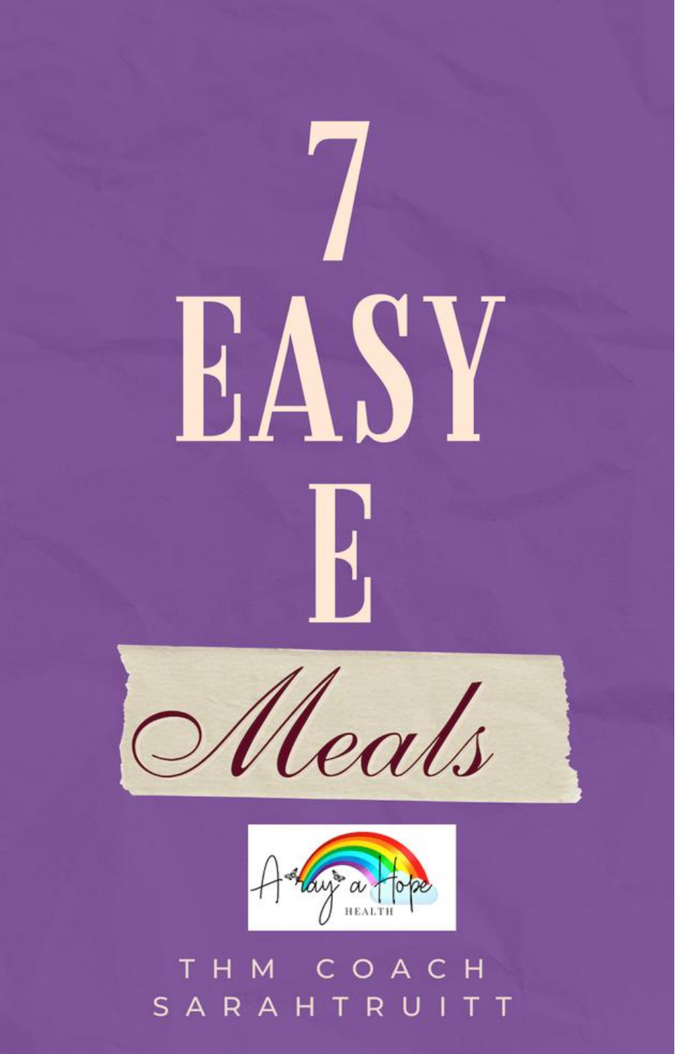# 7 EASY E *Meals*

A ray a Hope HEALTH

THM COACH SARAHTRUITT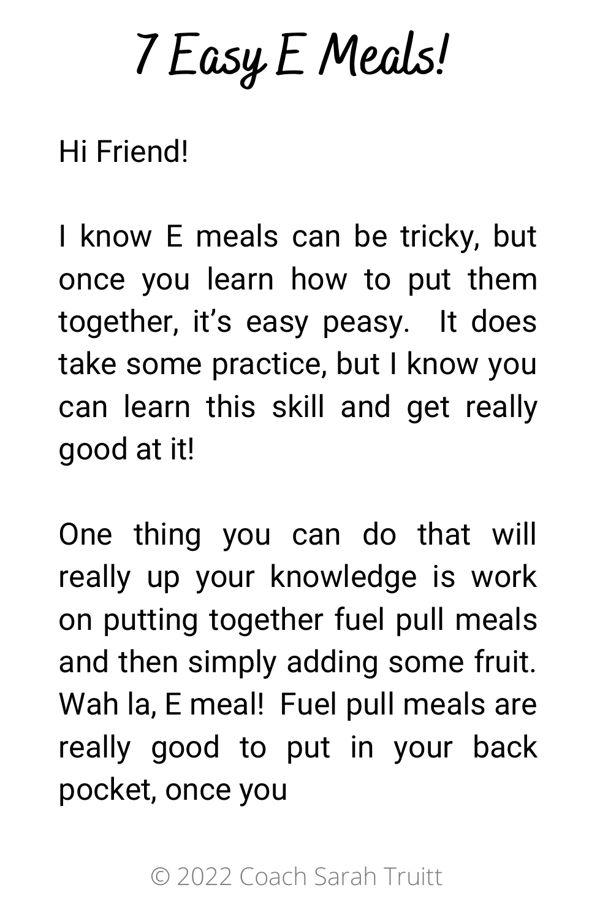# 7 Easy E Meals!

Hi Friend!

I know E meals can be tricky, but once you learn how to put them together, it's easy peasy. It does take some practice, but I know you can learn this skill and get really good at it!

One thing you can do that will really up your knowledge is work on putting together fuel pull meals and then simply adding some fruit. Wah la, E meal! Fuel pull meals are really good to put in your back pocket, once you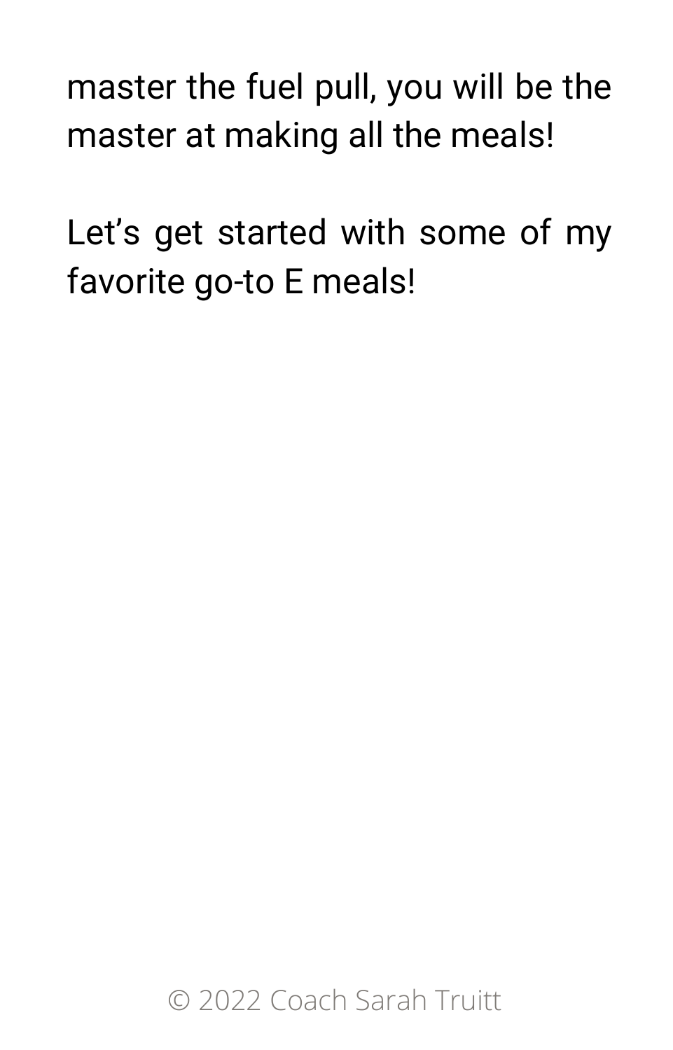master the fuel pull, you will be the master at making all the meals!

Let’s get started with some of my favorite go-to E meals!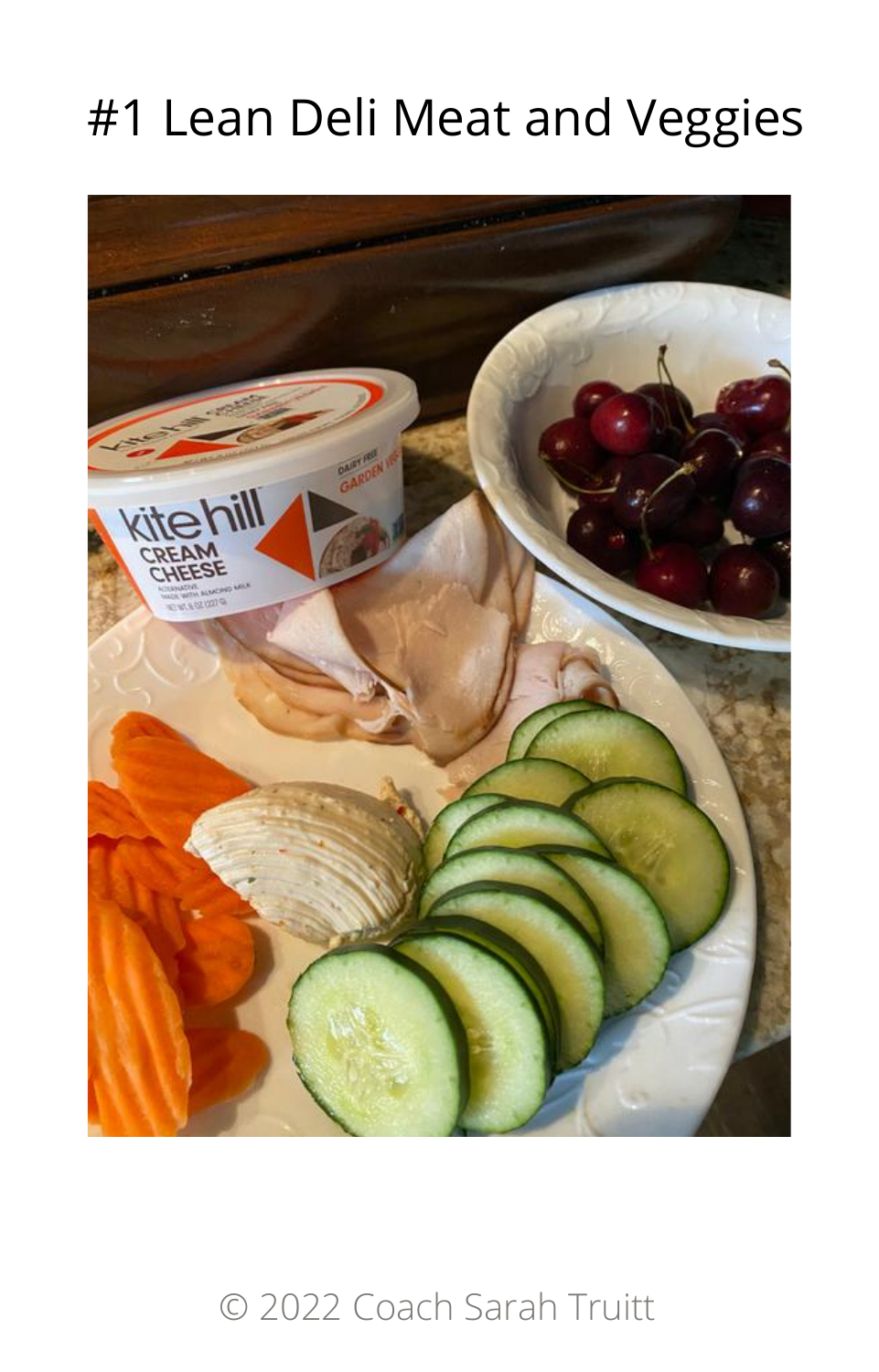# #1 Lean Deli Meat and Veggies

© 2022 Coach Sarah Truitt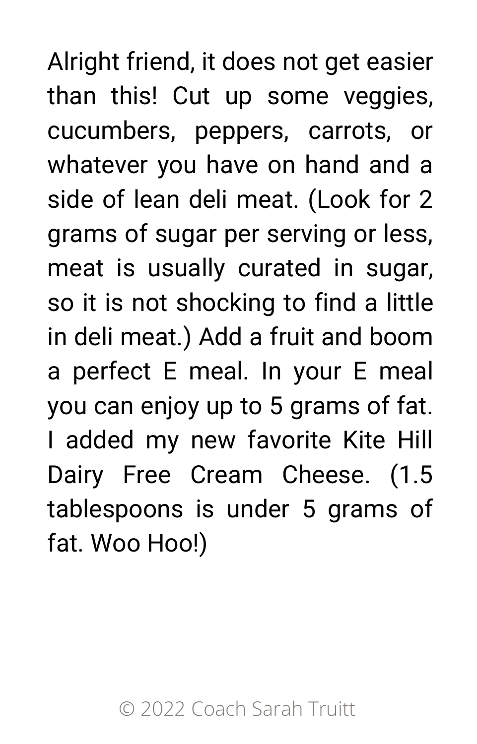Alright friend, it does not get easier than this! Cut up some veggies, cucumbers, peppers, carrots, or whatever you have on hand and a side of lean deli meat. (Look for 2 grams of sugar per serving or less, meat is usually curated in sugar, so it is not shocking to find a little in deli meat.) Add a fruit and boom a perfect E meal. In your E meal you can enjoy up to 5 grams of fat. I added my new favorite Kite Hill Dairy Free Cream Cheese. (1.5 tablespoons is under 5 grams of fat. Woo Hoo!)

© 2022 Coach Sarah Truitt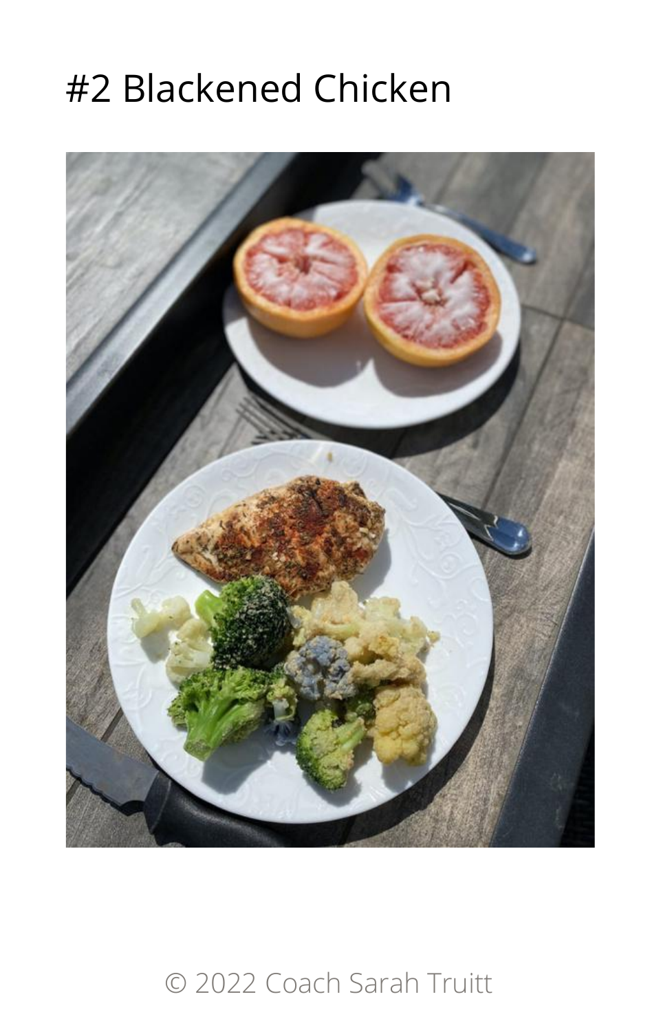# #2 Blackened Chicken

© 2022 Coach Sarah Truitt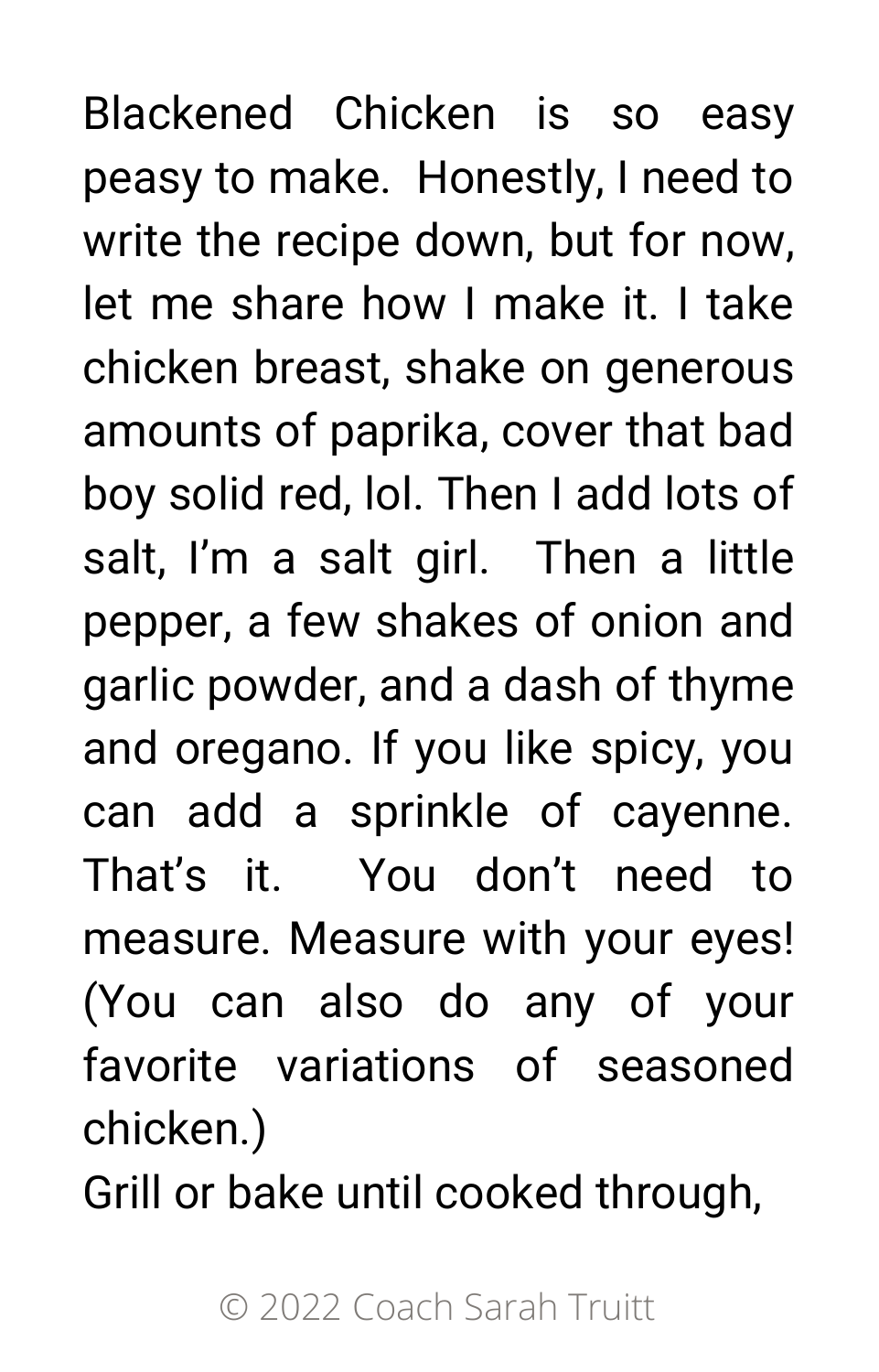Blackened Chicken is so easy peasy to make. Honestly, I need to write the recipe down, but for now, let me share how I make it. I take chicken breast, shake on generous amounts of paprika, cover that bad boy solid red, lol. Then I add lots of salt, I'm a salt girl. Then a little pepper, a few shakes of onion and garlic powder, and a dash of thyme and oregano. If you like spicy, you can add a sprinkle of cayenne. That's it. You don't need to measure. Measure with your eyes! (You can also do any of your favorite variations of seasoned chicken.)

Grill or bake until cooked through,

© 2022 Coach Sarah Truitt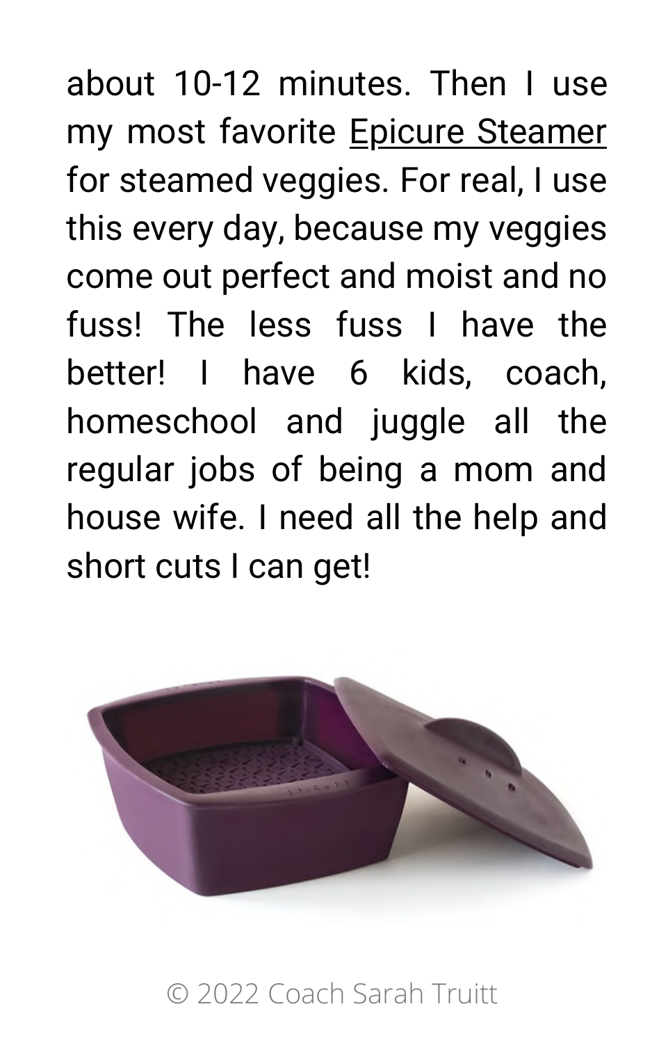about 10-12 minutes. Then I use my most favorite Epicure Steamer for steamed veggies. For real, I use this every day, because my veggies come out perfect and moist and no fuss! The less fuss I have the better! I have 6 kids, coach, homeschool and juggle all the regular jobs of being a mom and house wife. I need all the help and short cuts I can get!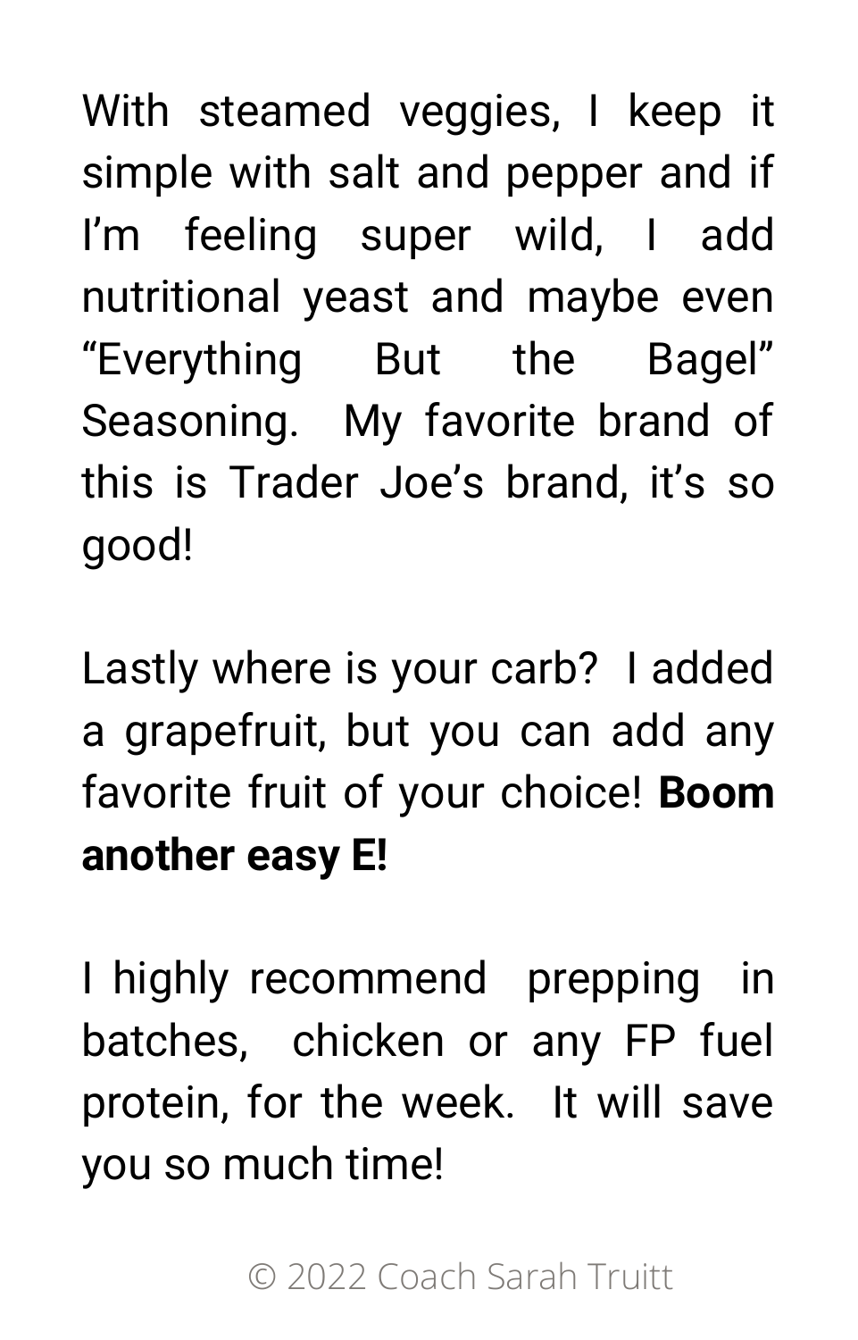With steamed veggies, I keep it simple with salt and pepper and if I'm feeling super wild, I add nutritional yeast and maybe even "Everything But the Bagel" Seasoning. My favorite brand of this is Trader Joe's brand, it's so good!

Lastly where is your carb? I added a grapefruit, but you can add any favorite fruit of your choice! **Boom another easy E!**

I highly recommend prepping in batches, chicken or any FP fuel protein, for the week. It will save you so much time!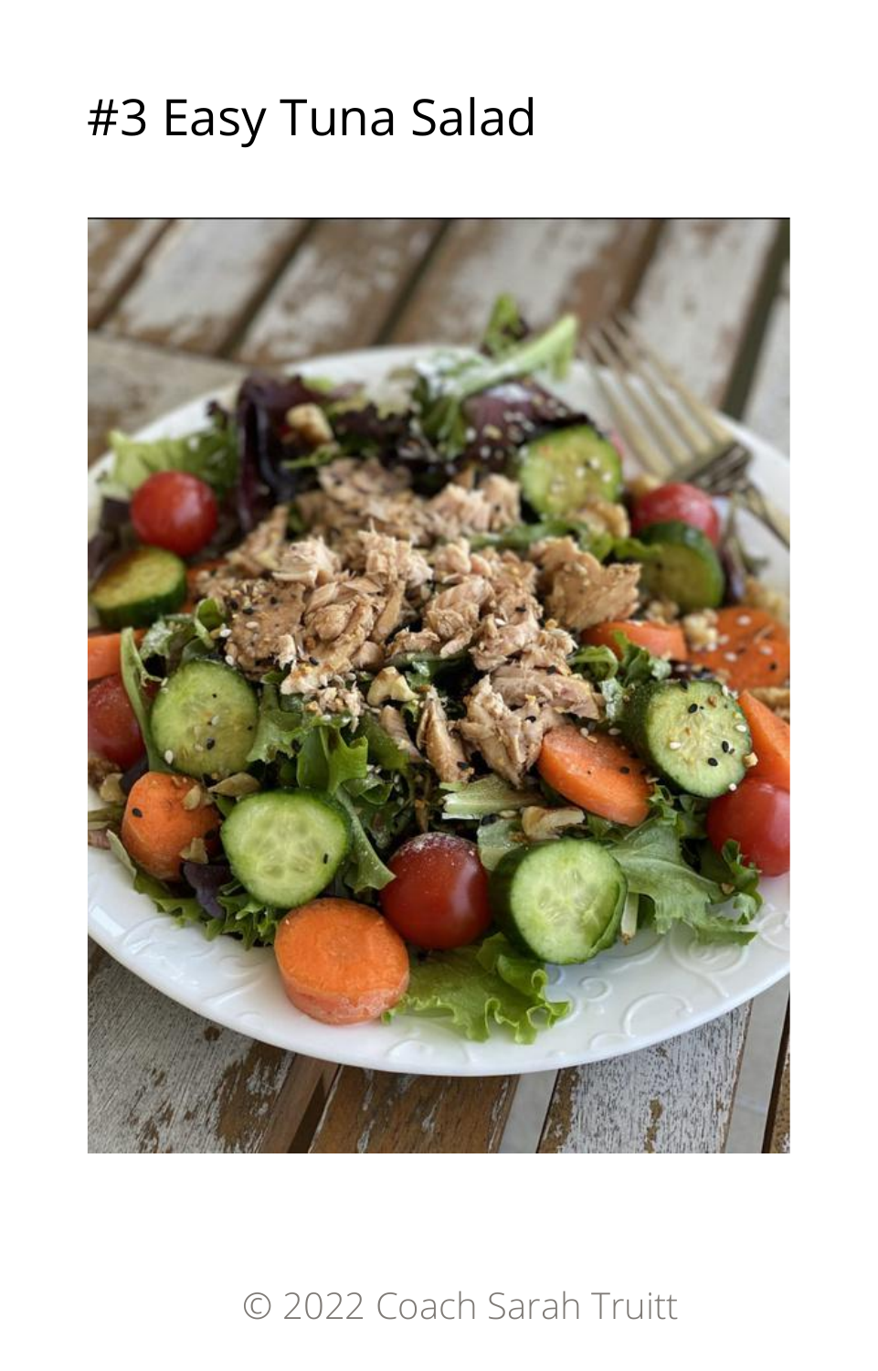# #3 Easy Tuna Salad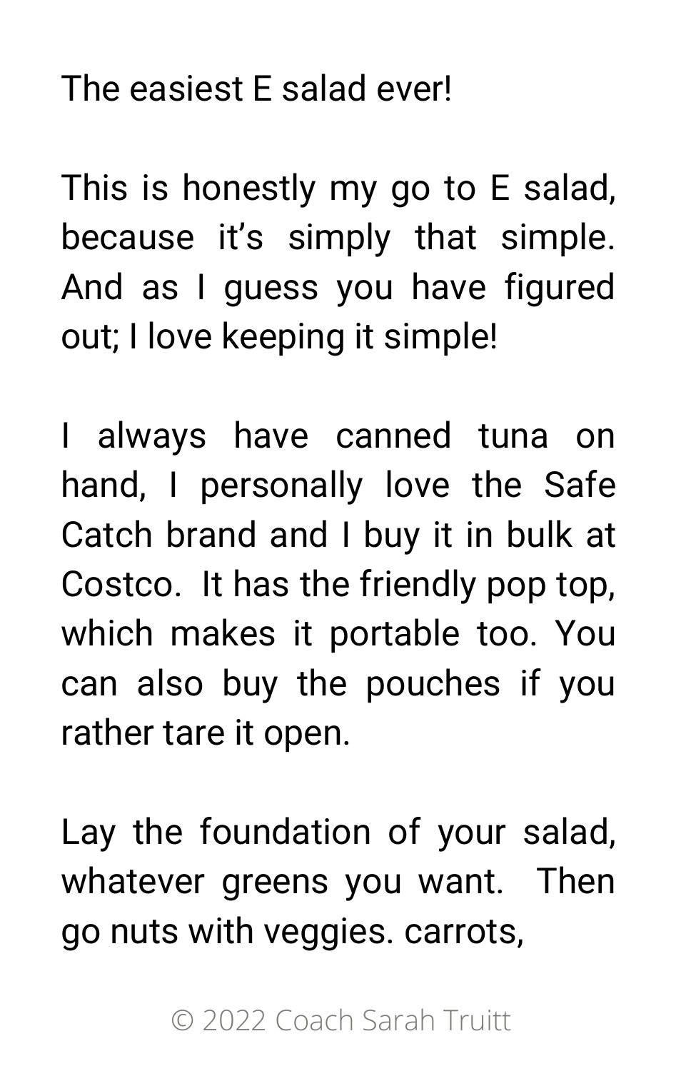The easiest E salad ever!

This is honestly my go to E salad, because it's simply that simple. And as I guess you have figured out; I love keeping it simple!

I always have canned tuna on hand, I personally love the Safe Catch brand and I buy it in bulk at Costco. It has the friendly pop top, which makes it portable too. You can also buy the pouches if you rather tare it open.

Lay the foundation of your salad, whatever greens you want. Then go nuts with veggies. carrots,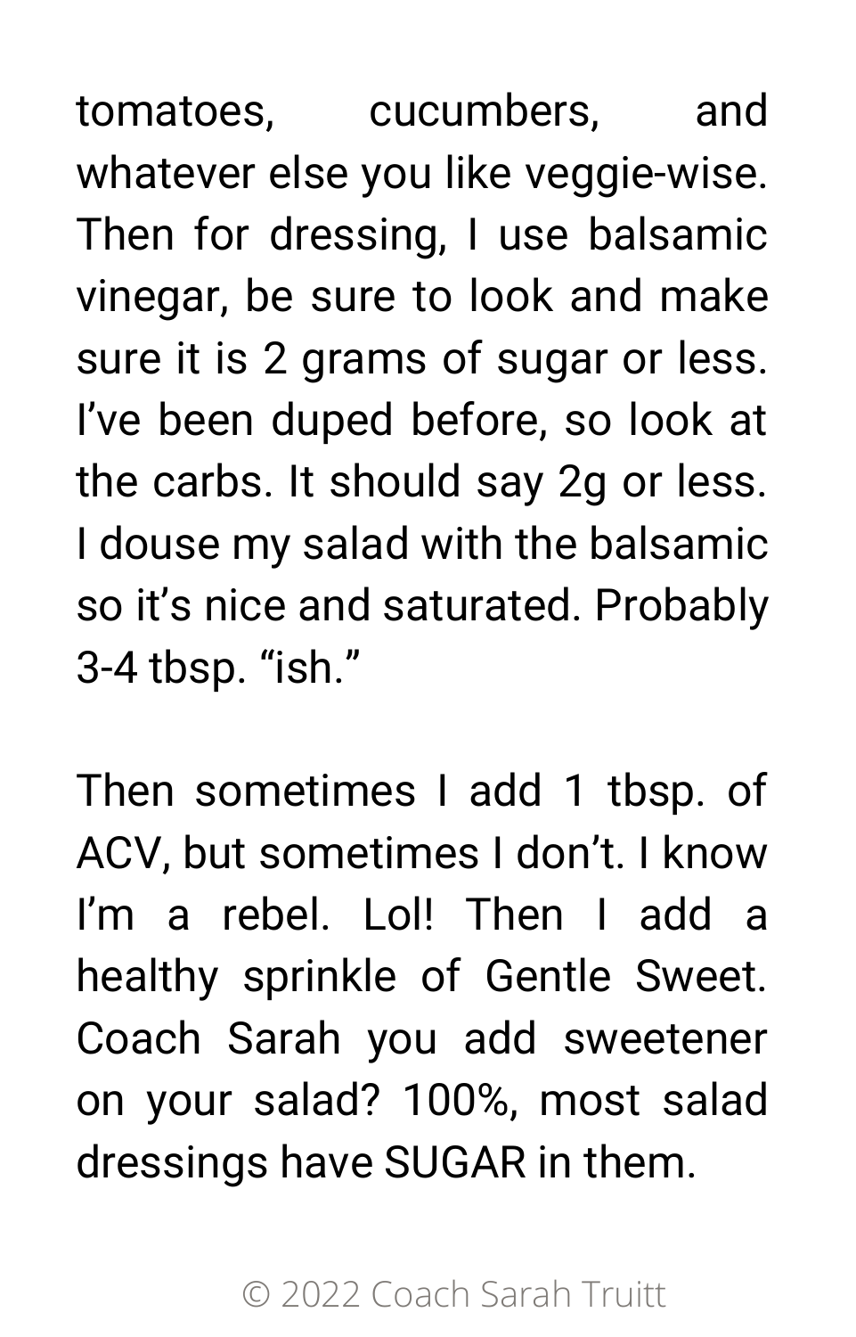tomatoes, cucumbers, and whatever else you like veggie-wise. Then for dressing, I use balsamic vinegar, be sure to look and make sure it is 2 grams of sugar or less. I've been duped before, so look at the carbs. It should say 2g or less. I douse my salad with the balsamic so it's nice and saturated. Probably 3-4 tbsp. "ish."

Then sometimes I add 1 tbsp. of ACV, but sometimes I don't. I know I'm a rebel. Lol! Then I add a healthy sprinkle of Gentle Sweet. Coach Sarah you add sweetener on your salad? 100%, most salad dressings have SUGAR in them.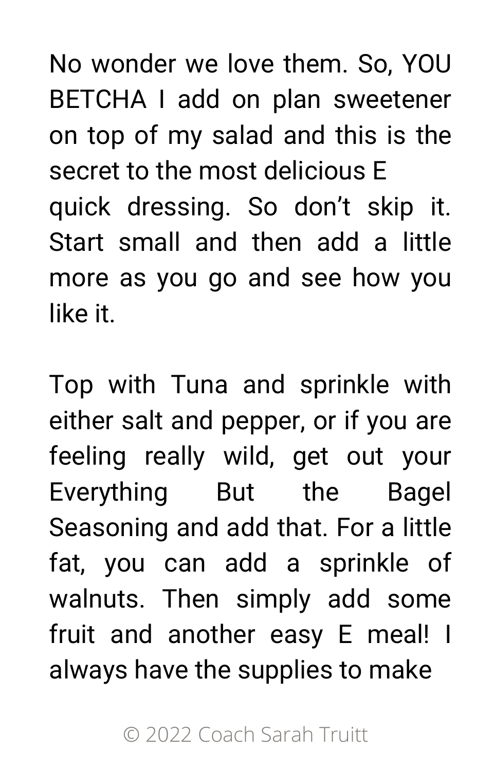No wonder we love them. So, YOU BETCHA I add on plan sweetener on top of my salad and this is the secret to the most delicious E quick dressing. So don't skip it. Start small and then add a little more as you go and see how you like it.

Top with Tuna and sprinkle with either salt and pepper, or if you are feeling really wild, get out your Everything But the Bagel Seasoning and add that. For a little fat, you can add a sprinkle of walnuts. Then simply add some fruit and another easy E meal! I always have the supplies to make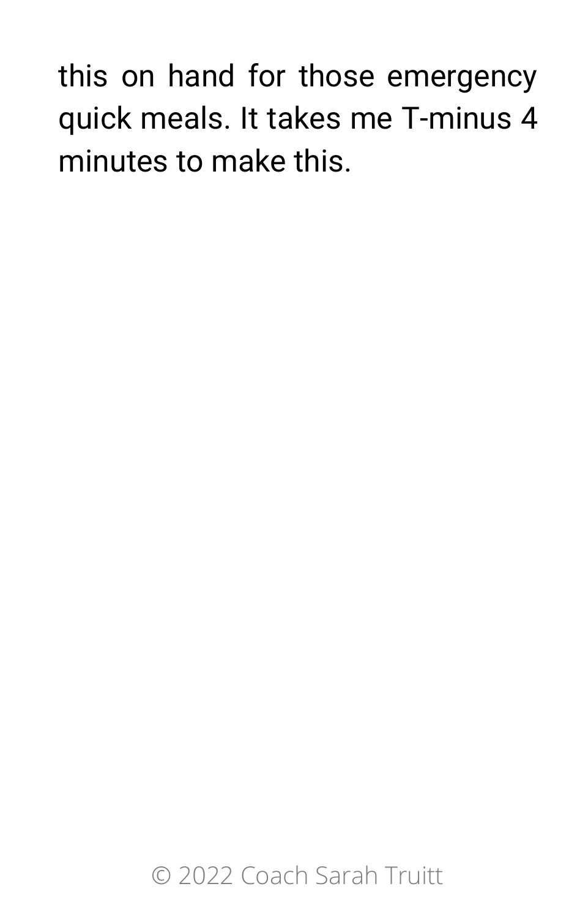this on hand for those emergency quick meals. It takes me T-minus 4 minutes to make this.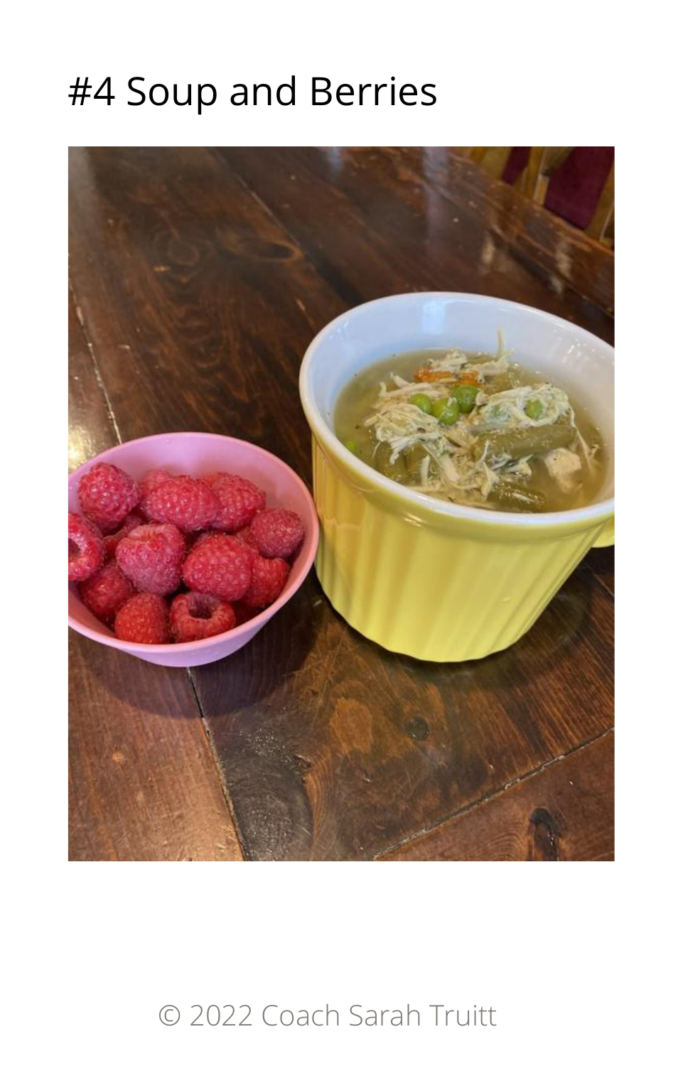# #4 Soup and Berries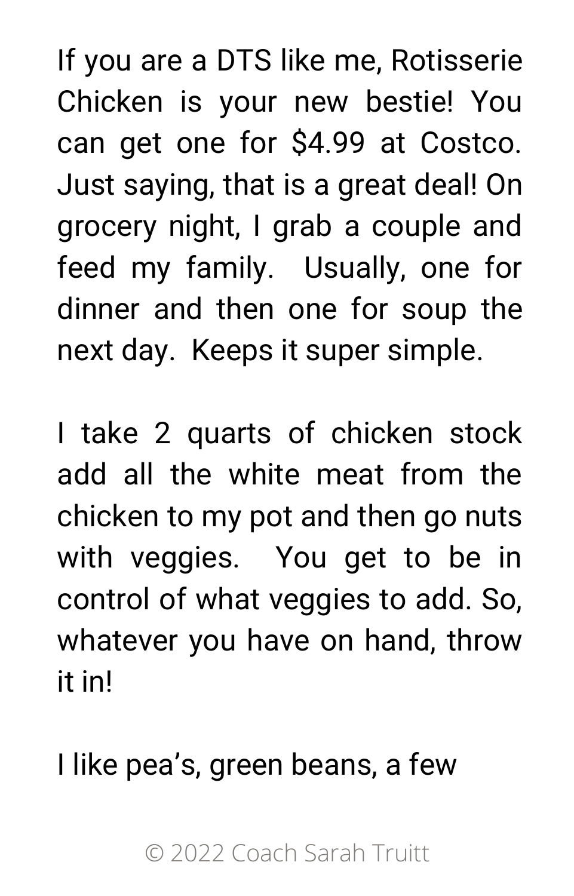If you are a DTS like me, Rotisserie Chicken is your new bestie! You can get one for $4.99 at Costco. Just saying, that is a great deal! On grocery night, I grab a couple and feed my family.  Usually, one for dinner and then one for soup the next day.  Keeps it super simple.

I take 2 quarts of chicken stock add all the white meat from the chicken to my pot and then go nuts with veggies.  You get to be in control of what veggies to add. So, whatever you have on hand, throw it in!

I like pea's, green beans, a few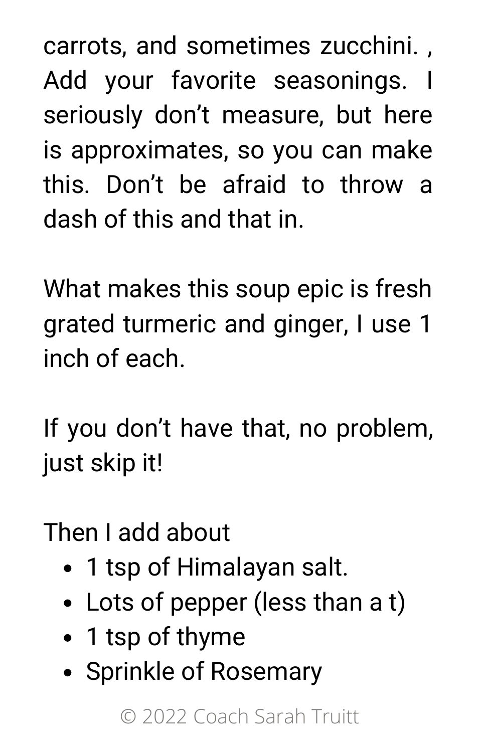carrots, and sometimes zucchini. , Add your favorite seasonings. I seriously don't measure, but here is approximates, so you can make this. Don't be afraid to throw a dash of this and that in.

What makes this soup epic is fresh grated turmeric and ginger, I use 1 inch of each.

If you don't have that, no problem, just skip it!

Then I add about

- 1 tsp of Himalayan salt.
- Lots of pepper (less than a t)
- 1 tsp of thyme
- Sprinkle of Rosemary

© 2022 Coach Sarah Truitt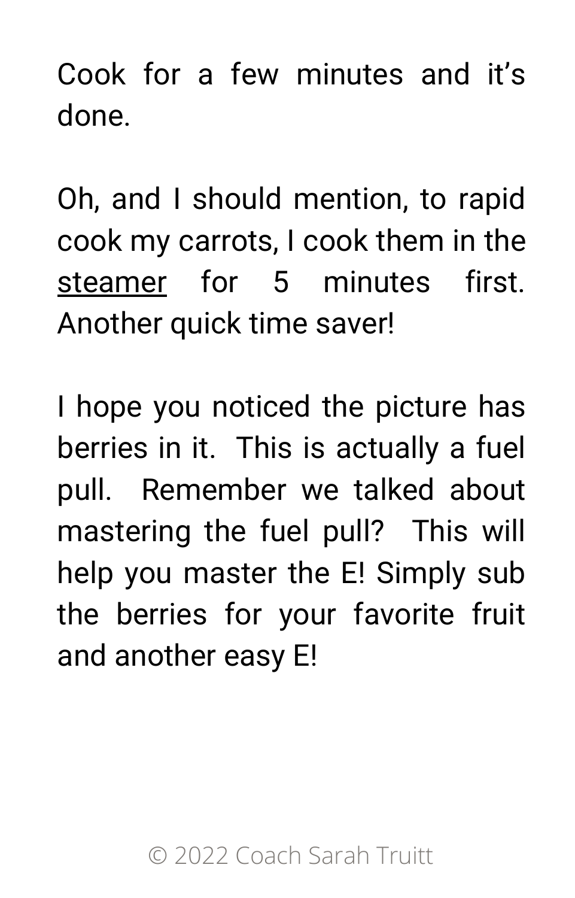Cook for a few minutes and it’s done.

Oh, and I should mention, to rapid cook my carrots, I cook them in the steamer for 5 minutes first. Another quick time saver!

I hope you noticed the picture has berries in it.  This is actually a fuel pull.  Remember we talked about mastering the fuel pull?  This will help you master the E! Simply sub the berries for your favorite fruit and another easy E!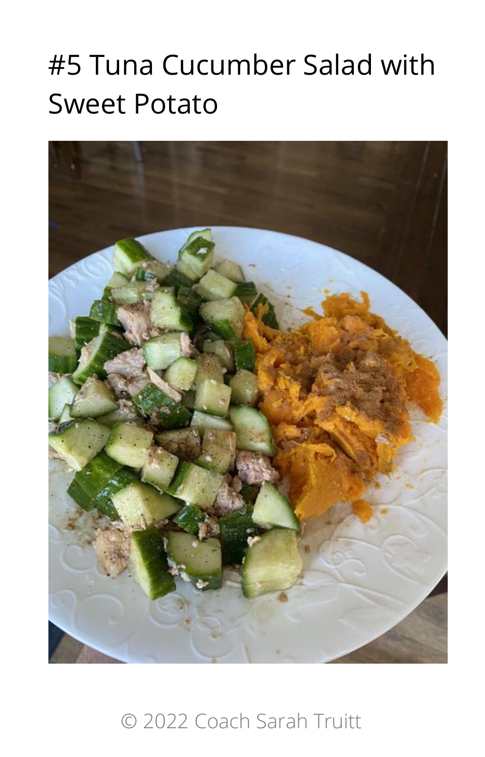# #5 Tuna Cucumber Salad with Sweet Potato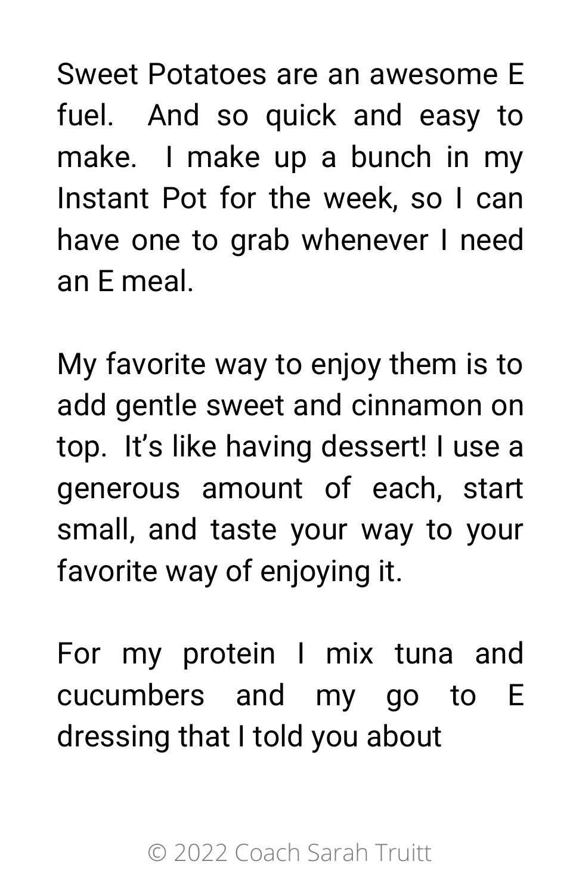Sweet Potatoes are an awesome E fuel.  And so quick and easy to make.  I make up a bunch in my Instant Pot for the week, so I can have one to grab whenever I need an E meal.

My favorite way to enjoy them is to add gentle sweet and cinnamon on top.  It's like having dessert! I use a generous amount of each, start small, and taste your way to your favorite way of enjoying it.

For my protein I mix tuna and cucumbers and my go to E dressing that I told you about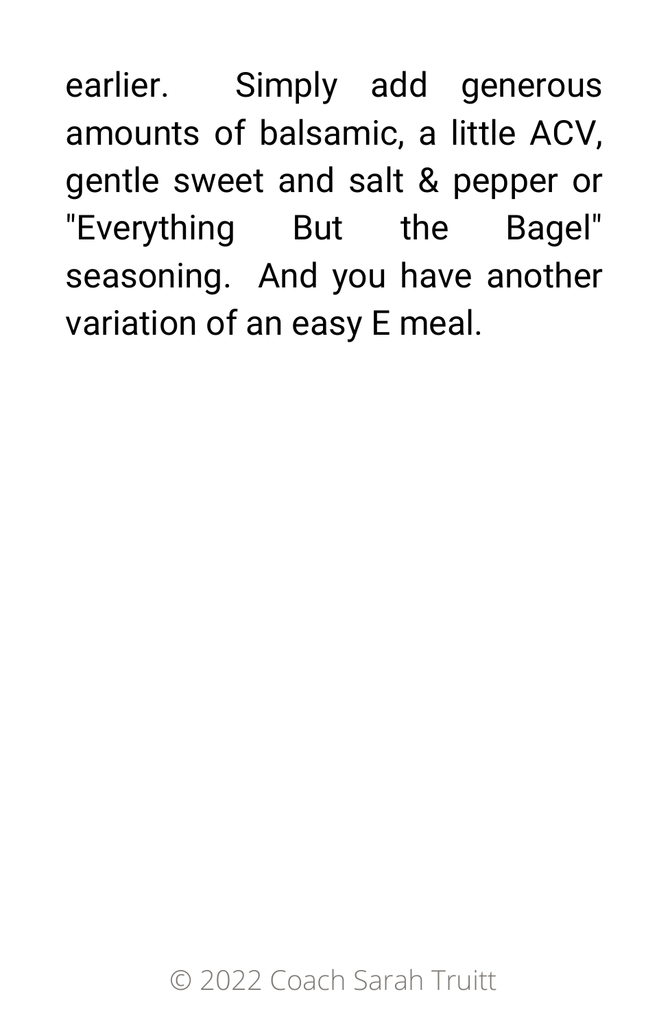earlier. Simply add generous amounts of balsamic, a little ACV, gentle sweet and salt & pepper or "Everything But the Bagel" seasoning. And you have another variation of an easy E meal.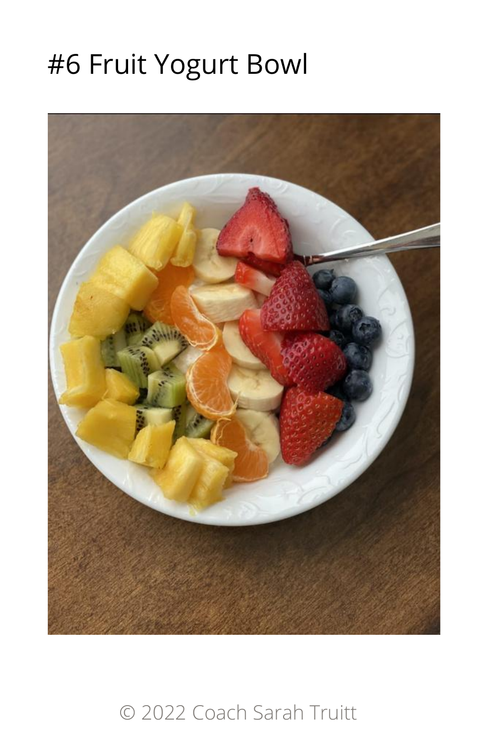# #6 Fruit Yogurt Bowl

© 2022 Coach Sarah Truitt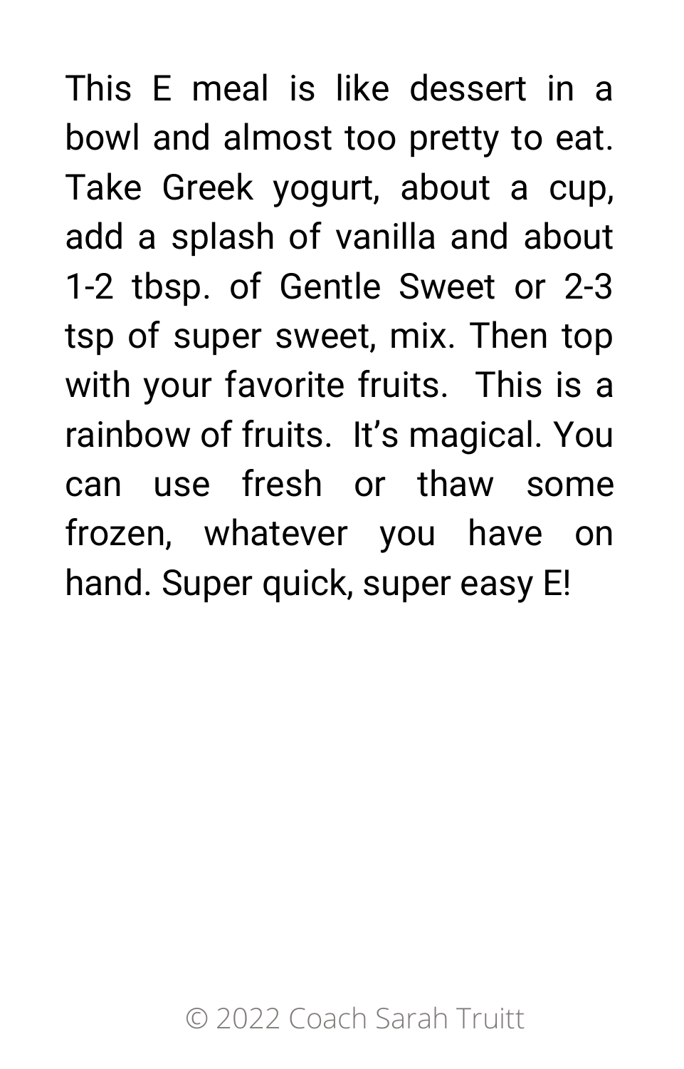This E meal is like dessert in a bowl and almost too pretty to eat. Take Greek yogurt, about a cup, add a splash of vanilla and about 1-2 tbsp. of Gentle Sweet or 2-3 tsp of super sweet, mix. Then top with your favorite fruits.  This is a rainbow of fruits.  It’s magical. You can use fresh or thaw some frozen, whatever you have on hand. Super quick, super easy E!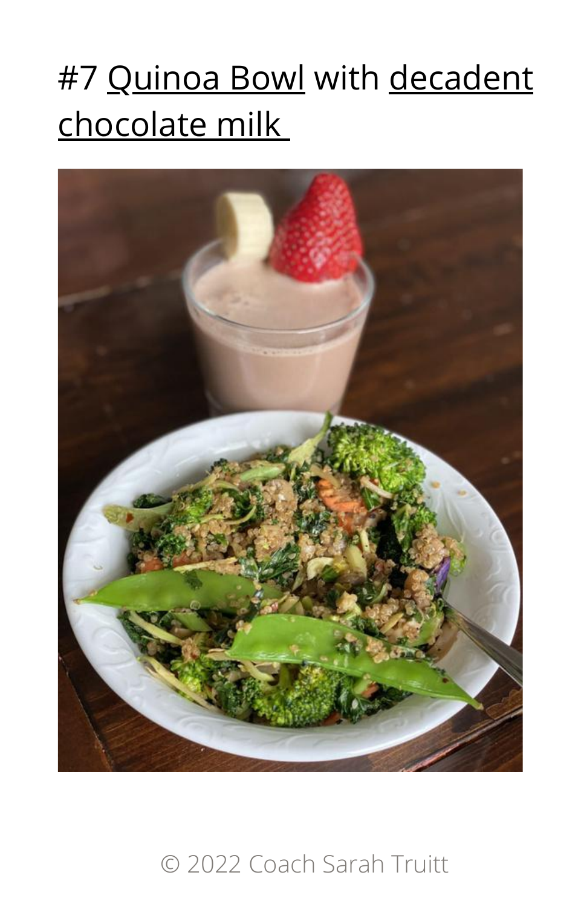# #7 Quinoa Bowl with decadent chocolate milk

© 2022 Coach Sarah Truitt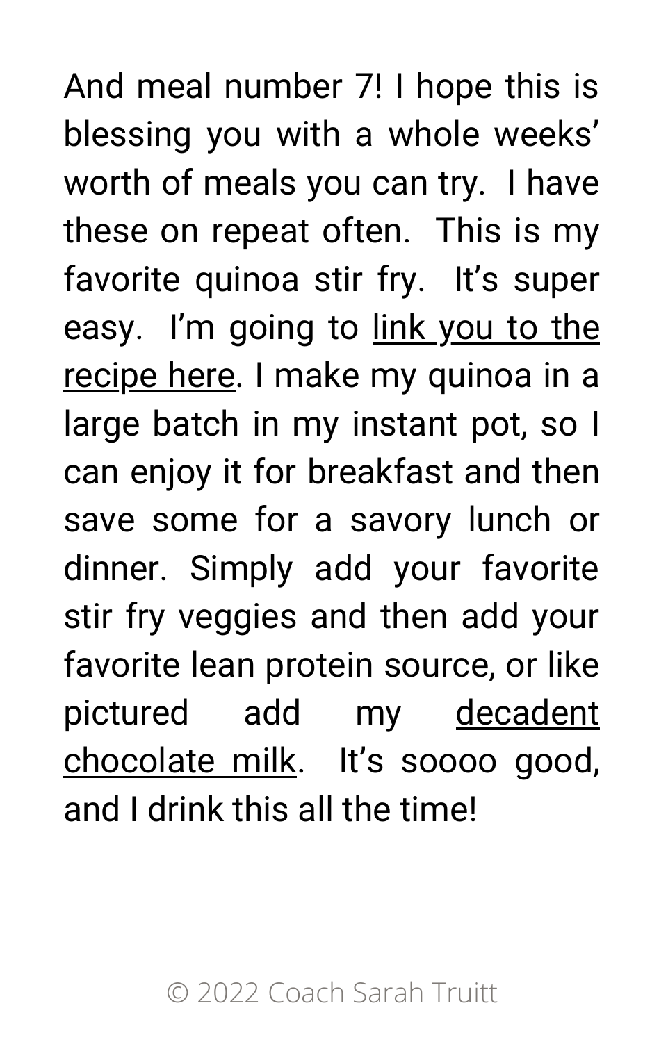And meal number 7! I hope this is blessing you with a whole weeks' worth of meals you can try.  I have these on repeat often.  This is my favorite quinoa stir fry.  It's super easy.  I'm going to link you to the recipe here. I make my quinoa in a large batch in my instant pot, so I can enjoy it for breakfast and then save some for a savory lunch or dinner. Simply add your favorite stir fry veggies and then add your favorite lean protein source, or like pictured add my decadent chocolate milk.  It's soooo good, and I drink this all the time!

© 2022 Coach Sarah Truitt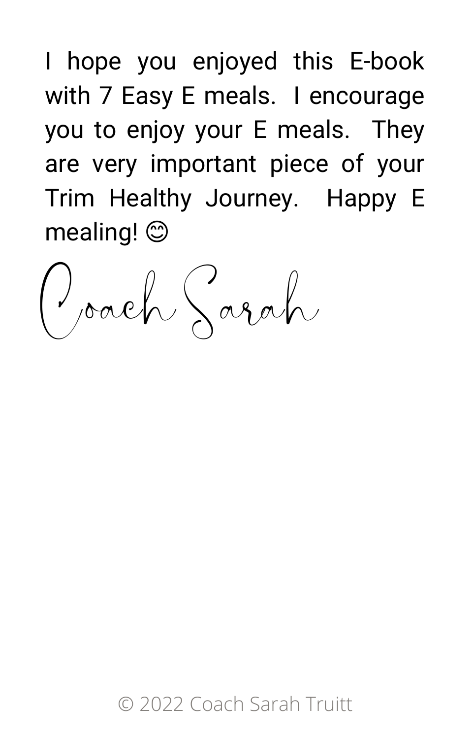I hope you enjoyed this E-book with 7 Easy E meals. I encourage you to enjoy your E meals. They are very important piece of your Trim Healthy Journey. Happy E mealing! 😊

*Coach Sarah*

© 2022 Coach Sarah Truitt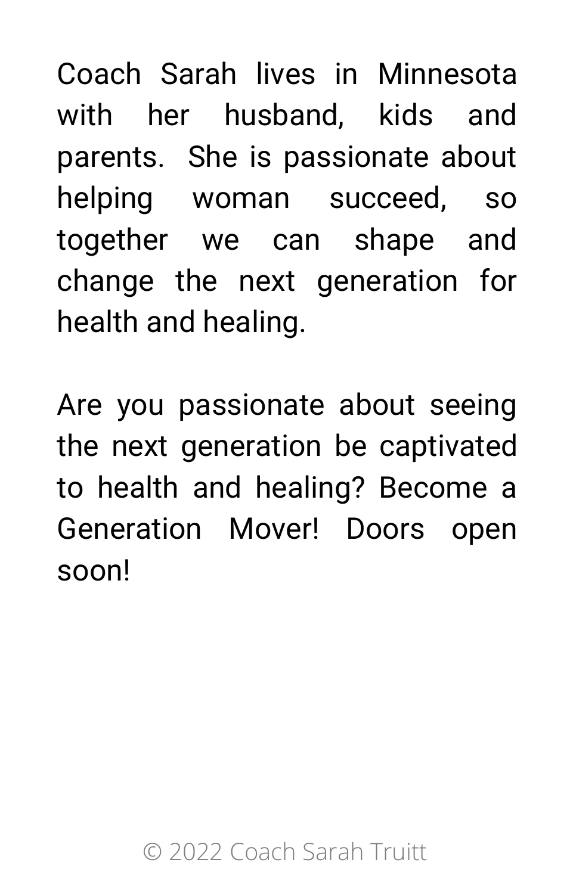Coach Sarah lives in Minnesota with her husband, kids and parents. She is passionate about helping woman succeed, so together we can shape and change the next generation for health and healing.

Are you passionate about seeing the next generation be captivated to health and healing? Become a Generation Mover! Doors open soon!

© 2022 Coach Sarah Truitt